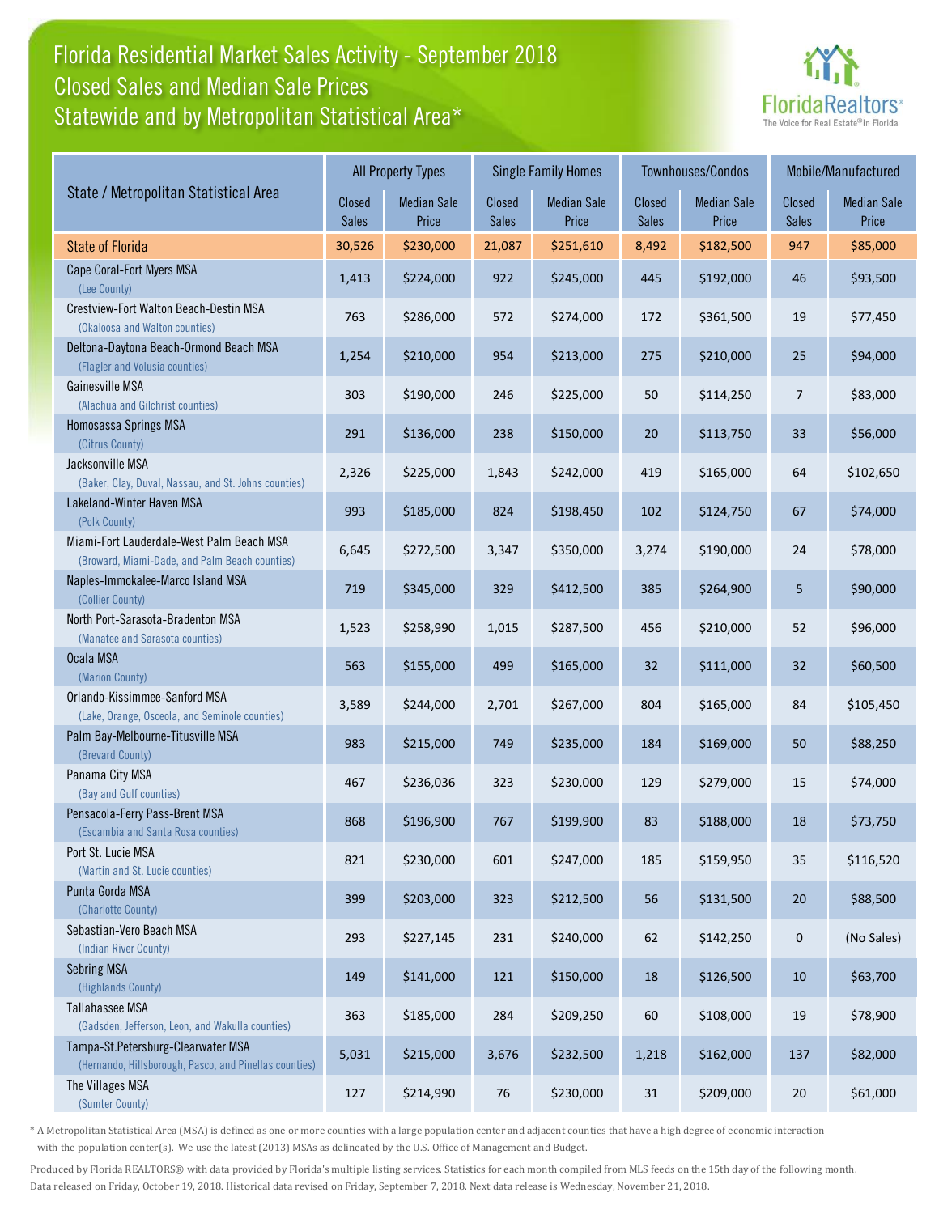# Florida Residential Market Sales Activity - September 2018
## Closed Sales and Median Sale Prices
## Statewide and by Metropolitan Statistical Area*

FloridaRealtors® The Voice for Real Estate® in Florida

| State / Metropolitan Statistical Area | All Property Types | | Single Family Homes | | Townhouses/Condos | | Mobile/Manufactured | |
|---|---|---|---|---|---|---|---|---|
| | Closed Sales | Median Sale Price | Closed Sales | Median Sale Price | Closed Sales | Median Sale Price | Closed Sales | Median Sale Price |
| State of Florida | 30,526 | $230,000 | 21,087 | $251,610 | 8,492 | $182,500 | 947 | $85,000 |
| Cape Coral-Fort Myers MSA (Lee County) | 1,413 | $224,000 | 922 | $245,000 | 445 | $192,000 | 46 | $93,500 |
| Crestview-Fort Walton Beach-Destin MSA (Okaloosa and Walton counties) | 763 | $286,000 | 572 | $274,000 | 172 | $361,500 | 19 | $77,450 |
| Deltona-Daytona Beach-Ormond Beach MSA (Flagler and Volusia counties) | 1,254 | $210,000 | 954 | $213,000 | 275 | $210,000 | 25 | $94,000 |
| Gainesville MSA (Alachua and Gilchrist counties) | 303 | $190,000 | 246 | $225,000 | 50 | $114,250 | 7 | $83,000 |
| Homosassa Springs MSA (Citrus County) | 291 | $136,000 | 238 | $150,000 | 20 | $113,750 | 33 | $56,000 |
| Jacksonville MSA (Baker, Clay, Duval, Nassau, and St. Johns counties) | 2,326 | $225,000 | 1,843 | $242,000 | 419 | $165,000 | 64 | $102,650 |
| Lakeland-Winter Haven MSA (Polk County) | 993 | $185,000 | 824 | $198,450 | 102 | $124,750 | 67 | $74,000 |
| Miami-Fort Lauderdale-West Palm Beach MSA (Broward, Miami-Dade, and Palm Beach counties) | 6,645 | $272,500 | 3,347 | $350,000 | 3,274 | $190,000 | 24 | $78,000 |
| Naples-Immokalee-Marco Island MSA (Collier County) | 719 | $345,000 | 329 | $412,500 | 385 | $264,900 | 5 | $90,000 |
| North Port-Sarasota-Bradenton MSA (Manatee and Sarasota counties) | 1,523 | $258,990 | 1,015 | $287,500 | 456 | $210,000 | 52 | $96,000 |
| Ocala MSA (Marion County) | 563 | $155,000 | 499 | $165,000 | 32 | $111,000 | 32 | $60,500 |
| Orlando-Kissimmee-Sanford MSA (Lake, Orange, Osceola, and Seminole counties) | 3,589 | $244,000 | 2,701 | $267,000 | 804 | $165,000 | 84 | $105,450 |
| Palm Bay-Melbourne-Titusville MSA (Brevard County) | 983 | $215,000 | 749 | $235,000 | 184 | $169,000 | 50 | $88,250 |
| Panama City MSA (Bay and Gulf counties) | 467 | $236,036 | 323 | $230,000 | 129 | $279,000 | 15 | $74,000 |
| Pensacola-Ferry Pass-Brent MSA (Escambia and Santa Rosa counties) | 868 | $196,900 | 767 | $199,900 | 83 | $188,000 | 18 | $73,750 |
| Port St. Lucie MSA (Martin and St. Lucie counties) | 821 | $230,000 | 601 | $247,000 | 185 | $159,950 | 35 | $116,520 |
| Punta Gorda MSA (Charlotte County) | 399 | $203,000 | 323 | $212,500 | 56 | $131,500 | 20 | $88,500 |
| Sebastian-Vero Beach MSA (Indian River County) | 293 | $227,145 | 231 | $240,000 | 62 | $142,250 | 0 | (No Sales) |
| Sebring MSA (Highlands County) | 149 | $141,000 | 121 | $150,000 | 18 | $126,500 | 10 | $63,700 |
| Tallahassee MSA (Gadsden, Jefferson, Leon, and Wakulla counties) | 363 | $185,000 | 284 | $209,250 | 60 | $108,000 | 19 | $78,900 |
| Tampa-St.Petersburg-Clearwater MSA (Hernando, Hillsborough, Pasco, and Pinellas counties) | 5,031 | $215,000 | 3,676 | $232,500 | 1,218 | $162,000 | 137 | $82,000 |
| The Villages MSA (Sumter County) | 127 | $214,990 | 76 | $230,000 | 31 | $209,000 | 20 | $61,000 |

* A Metropolitan Statistical Area (MSA) is defined as one or more counties with a large population center and adjacent counties that have a high degree of economic interaction with the population center(s). We use the latest (2013) MSAs as delineated by the U.S. Office of Management and Budget.

Produced by Florida REALTORS® with data provided by Florida's multiple listing services. Statistics for each month compiled from MLS feeds on the 15th day of the following month. Data released on Friday, October 19, 2018. Historical data revised on Friday, September 7, 2018. Next data release is Wednesday, November 21, 2018.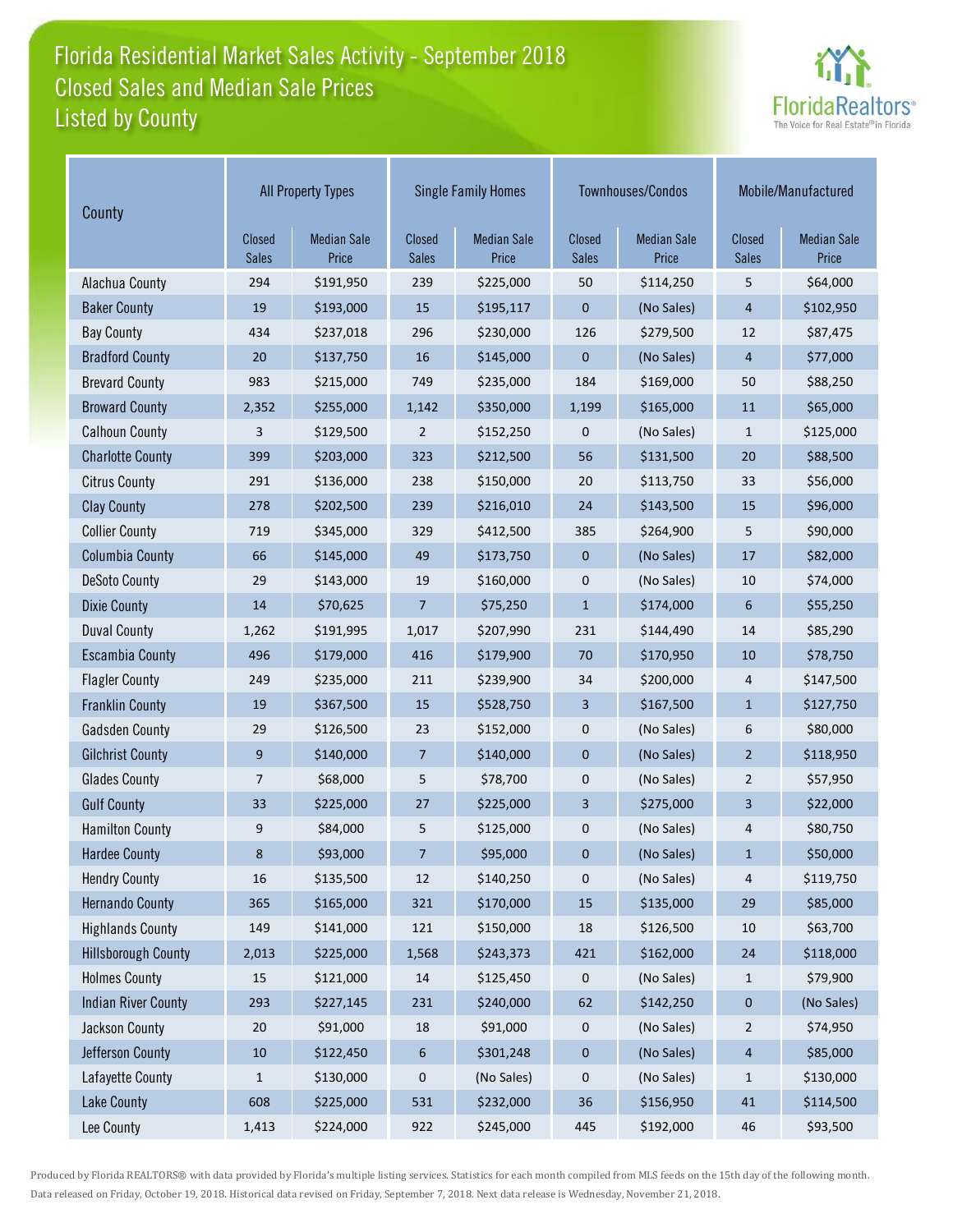# Florida Residential Market Sales Activity - September 2018
## Closed Sales and Median Sale Prices
## Listed by County

| County | All Property Types | | Single Family Homes | | Townhouses/Condos | | Mobile/Manufactured | |
|---|---|---|---|---|---|---|---|---|
| | Closed Sales | Median Sale Price | Closed Sales | Median Sale Price | Closed Sales | Median Sale Price | Closed Sales | Median Sale Price |
| Alachua County | 294 | $191,950 | 239 | $225,000 | 50 | $114,250 | 5 | $64,000 |
| Baker County | 19 | $193,000 | 15 | $195,117 | 0 | (No Sales) | 4 | $102,950 |
| Bay County | 434 | $237,018 | 296 | $230,000 | 126 | $279,500 | 12 | $87,475 |
| Bradford County | 20 | $137,750 | 16 | $145,000 | 0 | (No Sales) | 4 | $77,000 |
| Brevard County | 983 | $215,000 | 749 | $235,000 | 184 | $169,000 | 50 | $88,250 |
| Broward County | 2,352 | $255,000 | 1,142 | $350,000 | 1,199 | $165,000 | 11 | $65,000 |
| Calhoun County | 3 | $129,500 | 2 | $152,250 | 0 | (No Sales) | 1 | $125,000 |
| Charlotte County | 399 | $203,000 | 323 | $212,500 | 56 | $131,500 | 20 | $88,500 |
| Citrus County | 291 | $136,000 | 238 | $150,000 | 20 | $113,750 | 33 | $56,000 |
| Clay County | 278 | $202,500 | 239 | $216,010 | 24 | $143,500 | 15 | $96,000 |
| Collier County | 719 | $345,000 | 329 | $412,500 | 385 | $264,900 | 5 | $90,000 |
| Columbia County | 66 | $145,000 | 49 | $173,750 | 0 | (No Sales) | 17 | $82,000 |
| DeSoto County | 29 | $143,000 | 19 | $160,000 | 0 | (No Sales) | 10 | $74,000 |
| Dixie County | 14 | $70,625 | 7 | $75,250 | 1 | $174,000 | 6 | $55,250 |
| Duval County | 1,262 | $191,995 | 1,017 | $207,990 | 231 | $144,490 | 14 | $85,290 |
| Escambia County | 496 | $179,000 | 416 | $179,900 | 70 | $170,950 | 10 | $78,750 |
| Flagler County | 249 | $235,000 | 211 | $239,900 | 34 | $200,000 | 4 | $147,500 |
| Franklin County | 19 | $367,500 | 15 | $528,750 | 3 | $167,500 | 1 | $127,750 |
| Gadsden County | 29 | $126,500 | 23 | $152,000 | 0 | (No Sales) | 6 | $80,000 |
| Gilchrist County | 9 | $140,000 | 7 | $140,000 | 0 | (No Sales) | 2 | $118,950 |
| Glades County | 7 | $68,000 | 5 | $78,700 | 0 | (No Sales) | 2 | $57,950 |
| Gulf County | 33 | $225,000 | 27 | $225,000 | 3 | $275,000 | 3 | $22,000 |
| Hamilton County | 9 | $84,000 | 5 | $125,000 | 0 | (No Sales) | 4 | $80,750 |
| Hardee County | 8 | $93,000 | 7 | $95,000 | 0 | (No Sales) | 1 | $50,000 |
| Hendry County | 16 | $135,500 | 12 | $140,250 | 0 | (No Sales) | 4 | $119,750 |
| Hernando County | 365 | $165,000 | 321 | $170,000 | 15 | $135,000 | 29 | $85,000 |
| Highlands County | 149 | $141,000 | 121 | $150,000 | 18 | $126,500 | 10 | $63,700 |
| Hillsborough County | 2,013 | $225,000 | 1,568 | $243,373 | 421 | $162,000 | 24 | $118,000 |
| Holmes County | 15 | $121,000 | 14 | $125,450 | 0 | (No Sales) | 1 | $79,900 |
| Indian River County | 293 | $227,145 | 231 | $240,000 | 62 | $142,250 | 0 | (No Sales) |
| Jackson County | 20 | $91,000 | 18 | $91,000 | 0 | (No Sales) | 2 | $74,950 |
| Jefferson County | 10 | $122,450 | 6 | $301,248 | 0 | (No Sales) | 4 | $85,000 |
| Lafayette County | 1 | $130,000 | 0 | (No Sales) | 0 | (No Sales) | 1 | $130,000 |
| Lake County | 608 | $225,000 | 531 | $232,000 | 36 | $156,950 | 41 | $114,500 |
| Lee County | 1,413 | $224,000 | 922 | $245,000 | 445 | $192,000 | 46 | $93,500 |

Produced by Florida REALTORS® with data provided by Florida's multiple listing services. Statistics for each month compiled from MLS feeds on the 15th day of the following month. Data released on Friday, October 19, 2018. Historical data revised on Friday, September 7, 2018. Next data release is Wednesday, November 21, 2018.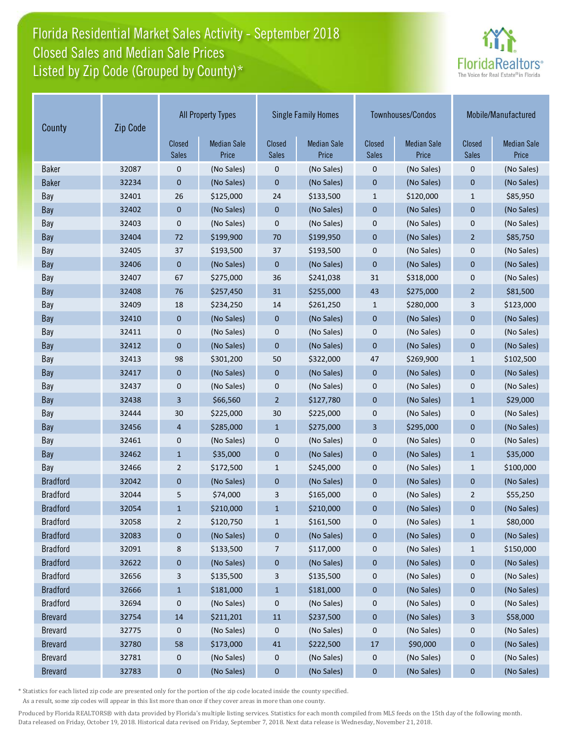# Florida Residential Market Sales Activity - September 2018
## Closed Sales and Median Sale Prices
## Listed by Zip Code (Grouped by County)*

| County | Zip Code | All Property Types | | Single Family Homes | | Townhouses/Condos | | Mobile/Manufactured | |
|---|---|---|---|---|---|---|---|---|---|
| | | Closed Sales | Median Sale Price | Closed Sales | Median Sale Price | Closed Sales | Median Sale Price | Closed Sales | Median Sale Price |
| Baker | 32087 | 0 | (No Sales) | 0 | (No Sales) | 0 | (No Sales) | 0 | (No Sales) |
| Baker | 32234 | 0 | (No Sales) | 0 | (No Sales) | 0 | (No Sales) | 0 | (No Sales) |
| Bay | 32401 | 26 | $125,000 | 24 | $133,500 | 1 | $120,000 | 1 | $85,950 |
| Bay | 32402 | 0 | (No Sales) | 0 | (No Sales) | 0 | (No Sales) | 0 | (No Sales) |
| Bay | 32403 | 0 | (No Sales) | 0 | (No Sales) | 0 | (No Sales) | 0 | (No Sales) |
| Bay | 32404 | 72 | $199,900 | 70 | $199,950 | 0 | (No Sales) | 2 | $85,750 |
| Bay | 32405 | 37 | $193,500 | 37 | $193,500 | 0 | (No Sales) | 0 | (No Sales) |
| Bay | 32406 | 0 | (No Sales) | 0 | (No Sales) | 0 | (No Sales) | 0 | (No Sales) |
| Bay | 32407 | 67 | $275,000 | 36 | $241,038 | 31 | $318,000 | 0 | (No Sales) |
| Bay | 32408 | 76 | $257,450 | 31 | $255,000 | 43 | $275,000 | 2 | $81,500 |
| Bay | 32409 | 18 | $234,250 | 14 | $261,250 | 1 | $280,000 | 3 | $123,000 |
| Bay | 32410 | 0 | (No Sales) | 0 | (No Sales) | 0 | (No Sales) | 0 | (No Sales) |
| Bay | 32411 | 0 | (No Sales) | 0 | (No Sales) | 0 | (No Sales) | 0 | (No Sales) |
| Bay | 32412 | 0 | (No Sales) | 0 | (No Sales) | 0 | (No Sales) | 0 | (No Sales) |
| Bay | 32413 | 98 | $301,200 | 50 | $322,000 | 47 | $269,900 | 1 | $102,500 |
| Bay | 32417 | 0 | (No Sales) | 0 | (No Sales) | 0 | (No Sales) | 0 | (No Sales) |
| Bay | 32437 | 0 | (No Sales) | 0 | (No Sales) | 0 | (No Sales) | 0 | (No Sales) |
| Bay | 32438 | 3 | $66,560 | 2 | $127,780 | 0 | (No Sales) | 1 | $29,000 |
| Bay | 32444 | 30 | $225,000 | 30 | $225,000 | 0 | (No Sales) | 0 | (No Sales) |
| Bay | 32456 | 4 | $285,000 | 1 | $275,000 | 3 | $295,000 | 0 | (No Sales) |
| Bay | 32461 | 0 | (No Sales) | 0 | (No Sales) | 0 | (No Sales) | 0 | (No Sales) |
| Bay | 32462 | 1 | $35,000 | 0 | (No Sales) | 0 | (No Sales) | 1 | $35,000 |
| Bay | 32466 | 2 | $172,500 | 1 | $245,000 | 0 | (No Sales) | 1 | $100,000 |
| Bradford | 32042 | 0 | (No Sales) | 0 | (No Sales) | 0 | (No Sales) | 0 | (No Sales) |
| Bradford | 32044 | 5 | $74,000 | 3 | $165,000 | 0 | (No Sales) | 2 | $55,250 |
| Bradford | 32054 | 1 | $210,000 | 1 | $210,000 | 0 | (No Sales) | 0 | (No Sales) |
| Bradford | 32058 | 2 | $120,750 | 1 | $161,500 | 0 | (No Sales) | 1 | $80,000 |
| Bradford | 32083 | 0 | (No Sales) | 0 | (No Sales) | 0 | (No Sales) | 0 | (No Sales) |
| Bradford | 32091 | 8 | $133,500 | 7 | $117,000 | 0 | (No Sales) | 1 | $150,000 |
| Bradford | 32622 | 0 | (No Sales) | 0 | (No Sales) | 0 | (No Sales) | 0 | (No Sales) |
| Bradford | 32656 | 3 | $135,500 | 3 | $135,500 | 0 | (No Sales) | 0 | (No Sales) |
| Bradford | 32666 | 1 | $181,000 | 1 | $181,000 | 0 | (No Sales) | 0 | (No Sales) |
| Bradford | 32694 | 0 | (No Sales) | 0 | (No Sales) | 0 | (No Sales) | 0 | (No Sales) |
| Brevard | 32754 | 14 | $211,201 | 11 | $237,500 | 0 | (No Sales) | 3 | $58,000 |
| Brevard | 32775 | 0 | (No Sales) | 0 | (No Sales) | 0 | (No Sales) | 0 | (No Sales) |
| Brevard | 32780 | 58 | $173,000 | 41 | $222,500 | 17 | $90,000 | 0 | (No Sales) |
| Brevard | 32781 | 0 | (No Sales) | 0 | (No Sales) | 0 | (No Sales) | 0 | (No Sales) |
| Brevard | 32783 | 0 | (No Sales) | 0 | (No Sales) | 0 | (No Sales) | 0 | (No Sales) |

\* Statistics for each listed zip code are presented only for the portion of the zip code located inside the county specified.
As a result, some zip codes will appear in this list more than once if they cover areas in more than one county.

Produced by Florida REALTORS® with data provided by Florida's multiple listing services. Statistics for each month compiled from MLS feeds on the 15th day of the following month. Data released on Friday, October 19, 2018. Historical data revised on Friday, September 7, 2018. Next data release is Wednesday, November 21, 2018.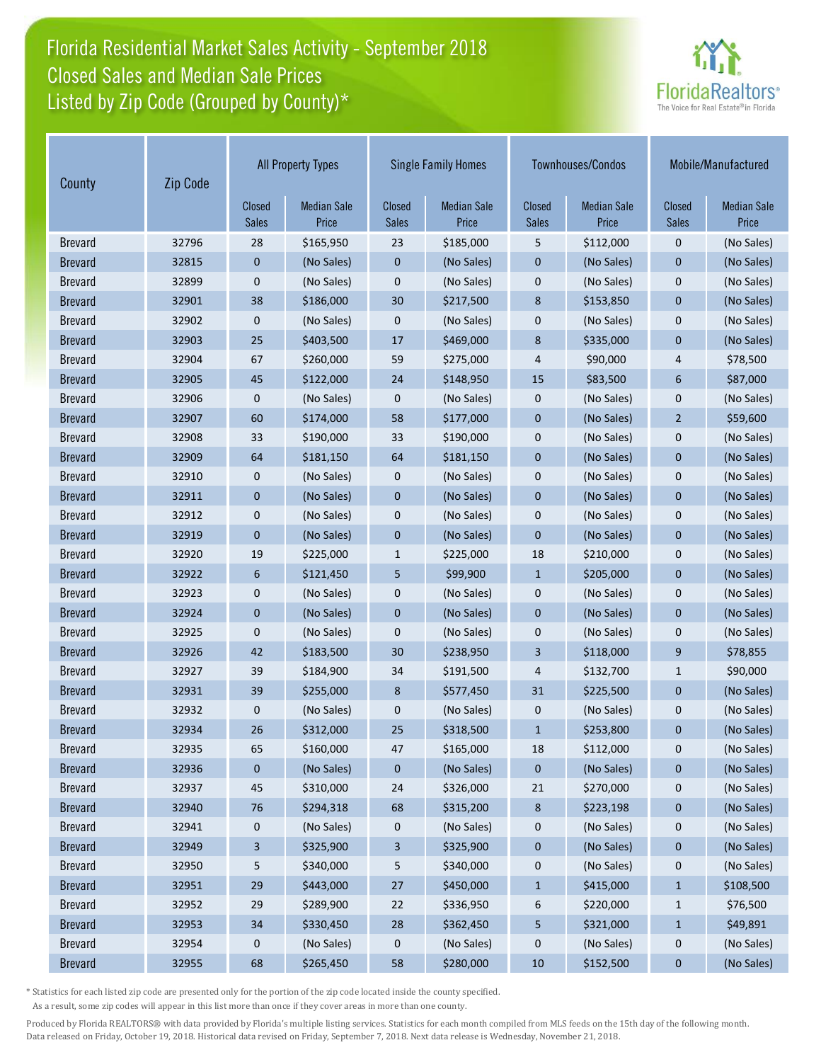# Florida Residential Market Sales Activity - September 2018
## Closed Sales and Median Sale Prices
## Listed by Zip Code (Grouped by County)*

| County | Zip Code | All Property Types | | Single Family Homes | | Townhouses/Condos | | Mobile/Manufactured | |
|---|---|---|---|---|---|---|---|---|---|
| | | Closed Sales | Median Sale Price | Closed Sales | Median Sale Price | Closed Sales | Median Sale Price | Closed Sales | Median Sale Price |
| Brevard | 32796 | 28 | $165,950 | 23 | $185,000 | 5 | $112,000 | 0 | (No Sales) |
| Brevard | 32815 | 0 | (No Sales) | 0 | (No Sales) | 0 | (No Sales) | 0 | (No Sales) |
| Brevard | 32899 | 0 | (No Sales) | 0 | (No Sales) | 0 | (No Sales) | 0 | (No Sales) |
| Brevard | 32901 | 38 | $186,000 | 30 | $217,500 | 8 | $153,850 | 0 | (No Sales) |
| Brevard | 32902 | 0 | (No Sales) | 0 | (No Sales) | 0 | (No Sales) | 0 | (No Sales) |
| Brevard | 32903 | 25 | $403,500 | 17 | $469,000 | 8 | $335,000 | 0 | (No Sales) |
| Brevard | 32904 | 67 | $260,000 | 59 | $275,000 | 4 | $90,000 | 4 | $78,500 |
| Brevard | 32905 | 45 | $122,000 | 24 | $148,950 | 15 | $83,500 | 6 | $87,000 |
| Brevard | 32906 | 0 | (No Sales) | 0 | (No Sales) | 0 | (No Sales) | 0 | (No Sales) |
| Brevard | 32907 | 60 | $174,000 | 58 | $177,000 | 0 | (No Sales) | 2 | $59,600 |
| Brevard | 32908 | 33 | $190,000 | 33 | $190,000 | 0 | (No Sales) | 0 | (No Sales) |
| Brevard | 32909 | 64 | $181,150 | 64 | $181,150 | 0 | (No Sales) | 0 | (No Sales) |
| Brevard | 32910 | 0 | (No Sales) | 0 | (No Sales) | 0 | (No Sales) | 0 | (No Sales) |
| Brevard | 32911 | 0 | (No Sales) | 0 | (No Sales) | 0 | (No Sales) | 0 | (No Sales) |
| Brevard | 32912 | 0 | (No Sales) | 0 | (No Sales) | 0 | (No Sales) | 0 | (No Sales) |
| Brevard | 32919 | 0 | (No Sales) | 0 | (No Sales) | 0 | (No Sales) | 0 | (No Sales) |
| Brevard | 32920 | 19 | $225,000 | 1 | $225,000 | 18 | $210,000 | 0 | (No Sales) |
| Brevard | 32922 | 6 | $121,450 | 5 | $99,900 | 1 | $205,000 | 0 | (No Sales) |
| Brevard | 32923 | 0 | (No Sales) | 0 | (No Sales) | 0 | (No Sales) | 0 | (No Sales) |
| Brevard | 32924 | 0 | (No Sales) | 0 | (No Sales) | 0 | (No Sales) | 0 | (No Sales) |
| Brevard | 32925 | 0 | (No Sales) | 0 | (No Sales) | 0 | (No Sales) | 0 | (No Sales) |
| Brevard | 32926 | 42 | $183,500 | 30 | $238,950 | 3 | $118,000 | 9 | $78,855 |
| Brevard | 32927 | 39 | $184,900 | 34 | $191,500 | 4 | $132,700 | 1 | $90,000 |
| Brevard | 32931 | 39 | $255,000 | 8 | $577,450 | 31 | $225,500 | 0 | (No Sales) |
| Brevard | 32932 | 0 | (No Sales) | 0 | (No Sales) | 0 | (No Sales) | 0 | (No Sales) |
| Brevard | 32934 | 26 | $312,000 | 25 | $318,500 | 1 | $253,800 | 0 | (No Sales) |
| Brevard | 32935 | 65 | $160,000 | 47 | $165,000 | 18 | $112,000 | 0 | (No Sales) |
| Brevard | 32936 | 0 | (No Sales) | 0 | (No Sales) | 0 | (No Sales) | 0 | (No Sales) |
| Brevard | 32937 | 45 | $310,000 | 24 | $326,000 | 21 | $270,000 | 0 | (No Sales) |
| Brevard | 32940 | 76 | $294,318 | 68 | $315,200 | 8 | $223,198 | 0 | (No Sales) |
| Brevard | 32941 | 0 | (No Sales) | 0 | (No Sales) | 0 | (No Sales) | 0 | (No Sales) |
| Brevard | 32949 | 3 | $325,900 | 3 | $325,900 | 0 | (No Sales) | 0 | (No Sales) |
| Brevard | 32950 | 5 | $340,000 | 5 | $340,000 | 0 | (No Sales) | 0 | (No Sales) |
| Brevard | 32951 | 29 | $443,000 | 27 | $450,000 | 1 | $415,000 | 1 | $108,500 |
| Brevard | 32952 | 29 | $289,900 | 22 | $336,950 | 6 | $220,000 | 1 | $76,500 |
| Brevard | 32953 | 34 | $330,450 | 28 | $362,450 | 5 | $321,000 | 1 | $49,891 |
| Brevard | 32954 | 0 | (No Sales) | 0 | (No Sales) | 0 | (No Sales) | 0 | (No Sales) |
| Brevard | 32955 | 68 | $265,450 | 58 | $280,000 | 10 | $152,500 | 0 | (No Sales) |

\* Statistics for each listed zip code are presented only for the portion of the zip code located inside the county specified. As a result, some zip codes will appear in this list more than once if they cover areas in more than one county.

Produced by Florida REALTORS® with data provided by Florida's multiple listing services. Statistics for each month compiled from MLS feeds on the 15th day of the following month. Data released on Friday, October 19, 2018. Historical data revised on Friday, September 7, 2018. Next data release is Wednesday, November 21, 2018.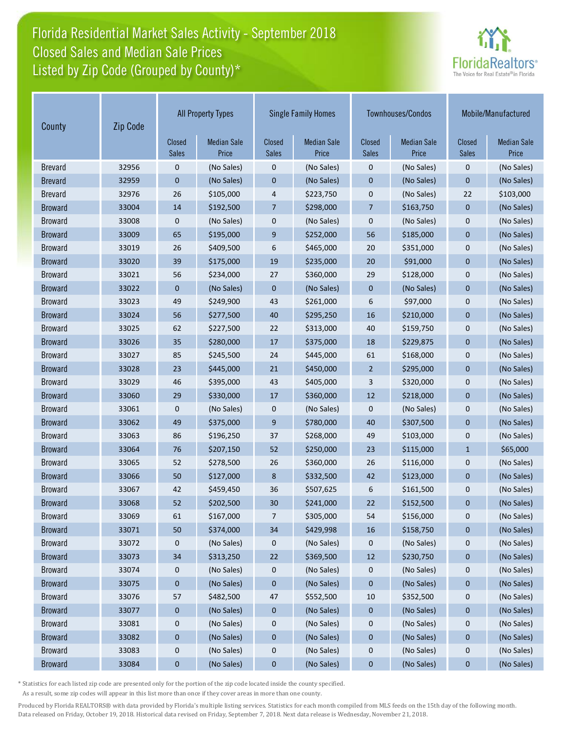# Florida Residential Market Sales Activity - September 2018
## Closed Sales and Median Sale Prices
## Listed by Zip Code (Grouped by County)*

| County | Zip Code | All Property Types | | Single Family Homes | | Townhouses/Condos | | Mobile/Manufactured | |
|---|---|---|---|---|---|---|---|---|---|
| | | Closed Sales | Median Sale Price | Closed Sales | Median Sale Price | Closed Sales | Median Sale Price | Closed Sales | Median Sale Price |
| Brevard | 32956 | 0 | (No Sales) | 0 | (No Sales) | 0 | (No Sales) | 0 | (No Sales) |
| Brevard | 32959 | 0 | (No Sales) | 0 | (No Sales) | 0 | (No Sales) | 0 | (No Sales) |
| Brevard | 32976 | 26 | $105,000 | 4 | $223,750 | 0 | (No Sales) | 22 | $103,000 |
| Broward | 33004 | 14 | $192,500 | 7 | $298,000 | 7 | $163,750 | 0 | (No Sales) |
| Broward | 33008 | 0 | (No Sales) | 0 | (No Sales) | 0 | (No Sales) | 0 | (No Sales) |
| Broward | 33009 | 65 | $195,000 | 9 | $252,000 | 56 | $185,000 | 0 | (No Sales) |
| Broward | 33019 | 26 | $409,500 | 6 | $465,000 | 20 | $351,000 | 0 | (No Sales) |
| Broward | 33020 | 39 | $175,000 | 19 | $235,000 | 20 | $91,000 | 0 | (No Sales) |
| Broward | 33021 | 56 | $234,000 | 27 | $360,000 | 29 | $128,000 | 0 | (No Sales) |
| Broward | 33022 | 0 | (No Sales) | 0 | (No Sales) | 0 | (No Sales) | 0 | (No Sales) |
| Broward | 33023 | 49 | $249,900 | 43 | $261,000 | 6 | $97,000 | 0 | (No Sales) |
| Broward | 33024 | 56 | $277,500 | 40 | $295,250 | 16 | $210,000 | 0 | (No Sales) |
| Broward | 33025 | 62 | $227,500 | 22 | $313,000 | 40 | $159,750 | 0 | (No Sales) |
| Broward | 33026 | 35 | $280,000 | 17 | $375,000 | 18 | $229,875 | 0 | (No Sales) |
| Broward | 33027 | 85 | $245,500 | 24 | $445,000 | 61 | $168,000 | 0 | (No Sales) |
| Broward | 33028 | 23 | $445,000 | 21 | $450,000 | 2 | $295,000 | 0 | (No Sales) |
| Broward | 33029 | 46 | $395,000 | 43 | $405,000 | 3 | $320,000 | 0 | (No Sales) |
| Broward | 33060 | 29 | $330,000 | 17 | $360,000 | 12 | $218,000 | 0 | (No Sales) |
| Broward | 33061 | 0 | (No Sales) | 0 | (No Sales) | 0 | (No Sales) | 0 | (No Sales) |
| Broward | 33062 | 49 | $375,000 | 9 | $780,000 | 40 | $307,500 | 0 | (No Sales) |
| Broward | 33063 | 86 | $196,250 | 37 | $268,000 | 49 | $103,000 | 0 | (No Sales) |
| Broward | 33064 | 76 | $207,150 | 52 | $250,000 | 23 | $115,000 | 1 | $65,000 |
| Broward | 33065 | 52 | $278,500 | 26 | $360,000 | 26 | $116,000 | 0 | (No Sales) |
| Broward | 33066 | 50 | $127,000 | 8 | $332,500 | 42 | $123,000 | 0 | (No Sales) |
| Broward | 33067 | 42 | $459,450 | 36 | $507,625 | 6 | $161,500 | 0 | (No Sales) |
| Broward | 33068 | 52 | $202,500 | 30 | $241,000 | 22 | $152,500 | 0 | (No Sales) |
| Broward | 33069 | 61 | $167,000 | 7 | $305,000 | 54 | $156,000 | 0 | (No Sales) |
| Broward | 33071 | 50 | $374,000 | 34 | $429,998 | 16 | $158,750 | 0 | (No Sales) |
| Broward | 33072 | 0 | (No Sales) | 0 | (No Sales) | 0 | (No Sales) | 0 | (No Sales) |
| Broward | 33073 | 34 | $313,250 | 22 | $369,500 | 12 | $230,750 | 0 | (No Sales) |
| Broward | 33074 | 0 | (No Sales) | 0 | (No Sales) | 0 | (No Sales) | 0 | (No Sales) |
| Broward | 33075 | 0 | (No Sales) | 0 | (No Sales) | 0 | (No Sales) | 0 | (No Sales) |
| Broward | 33076 | 57 | $482,500 | 47 | $552,500 | 10 | $352,500 | 0 | (No Sales) |
| Broward | 33077 | 0 | (No Sales) | 0 | (No Sales) | 0 | (No Sales) | 0 | (No Sales) |
| Broward | 33081 | 0 | (No Sales) | 0 | (No Sales) | 0 | (No Sales) | 0 | (No Sales) |
| Broward | 33082 | 0 | (No Sales) | 0 | (No Sales) | 0 | (No Sales) | 0 | (No Sales) |
| Broward | 33083 | 0 | (No Sales) | 0 | (No Sales) | 0 | (No Sales) | 0 | (No Sales) |
| Broward | 33084 | 0 | (No Sales) | 0 | (No Sales) | 0 | (No Sales) | 0 | (No Sales) |

* Statistics for each listed zip code are presented only for the portion of the zip code located inside the county specified. As a result, some zip codes will appear in this list more than once if they cover areas in more than one county.

Produced by Florida REALTORS® with data provided by Florida's multiple listing services. Statistics for each month compiled from MLS feeds on the 15th day of the following month. Data released on Friday, October 19, 2018. Historical data revised on Friday, September 7, 2018. Next data release is Wednesday, November 21, 2018.